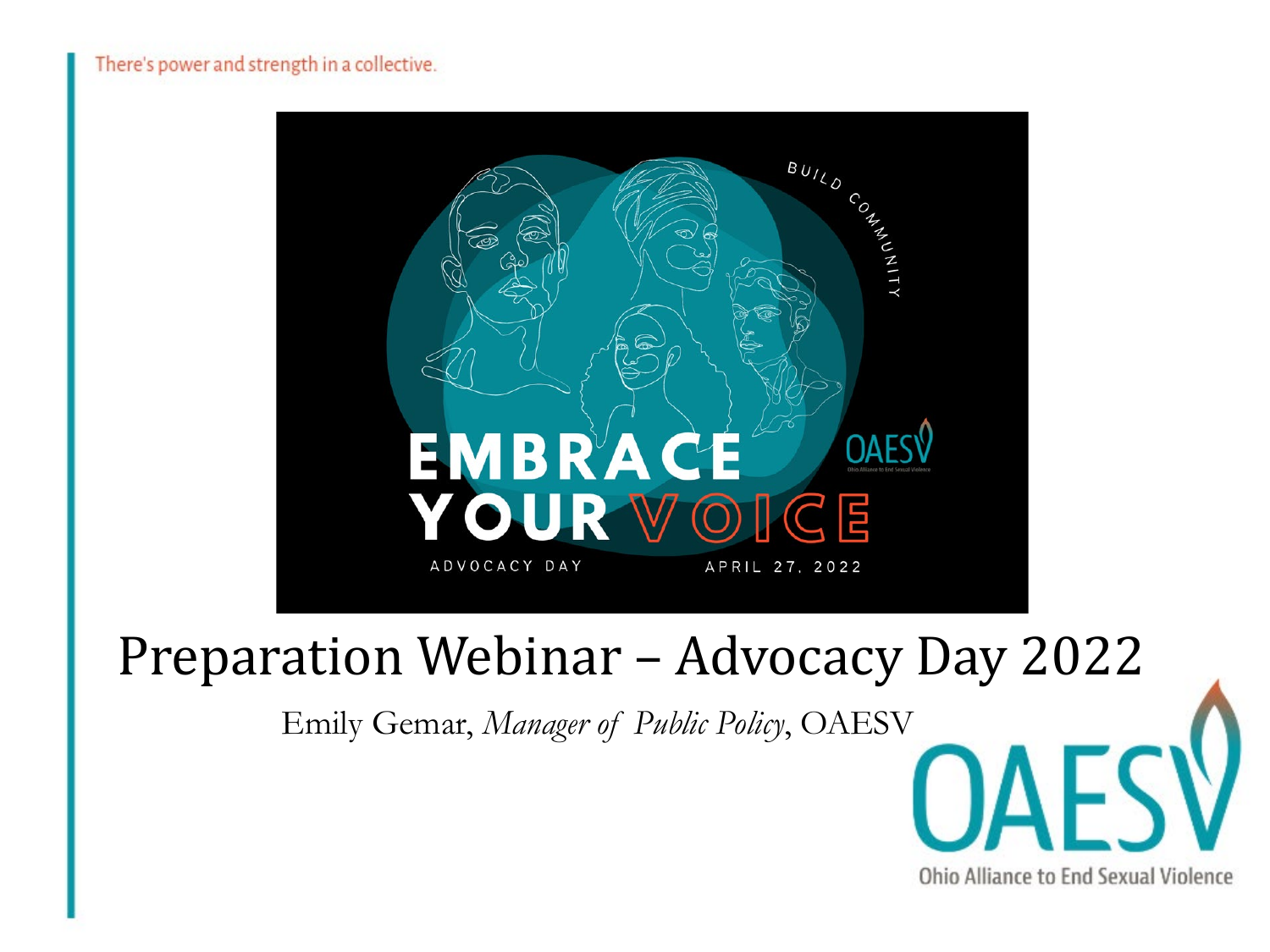There's power and strength in a collective.

EMBRACE YOUR VOICE

BUILD COMMUNITY

ADVOCACY DAY

APRIL 27, 2022

OAESV

# Preparation Webinar – Advocacy Day 2022

Emily Gemar, *Manager of Public Policy*, OAESV

OAESV

Ohio Alliance to End Sexual Violence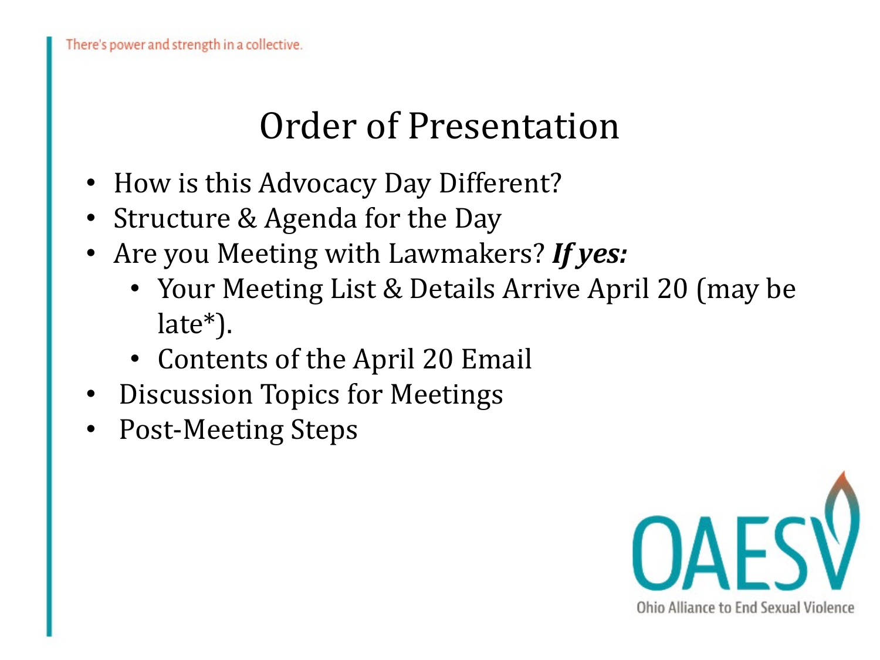There's power and strength in a collective.

# Order of Presentation

- How is this Advocacy Day Different?
- Structure & Agenda for the Day
- Are you Meeting with Lawmakers? ***If yes:***
  - Your Meeting List & Details Arrive April 20 (may be late*).
  - Contents of the April 20 Email
- Discussion Topics for Meetings
- Post-Meeting Steps

OAESV
Ohio Alliance to End Sexual Violence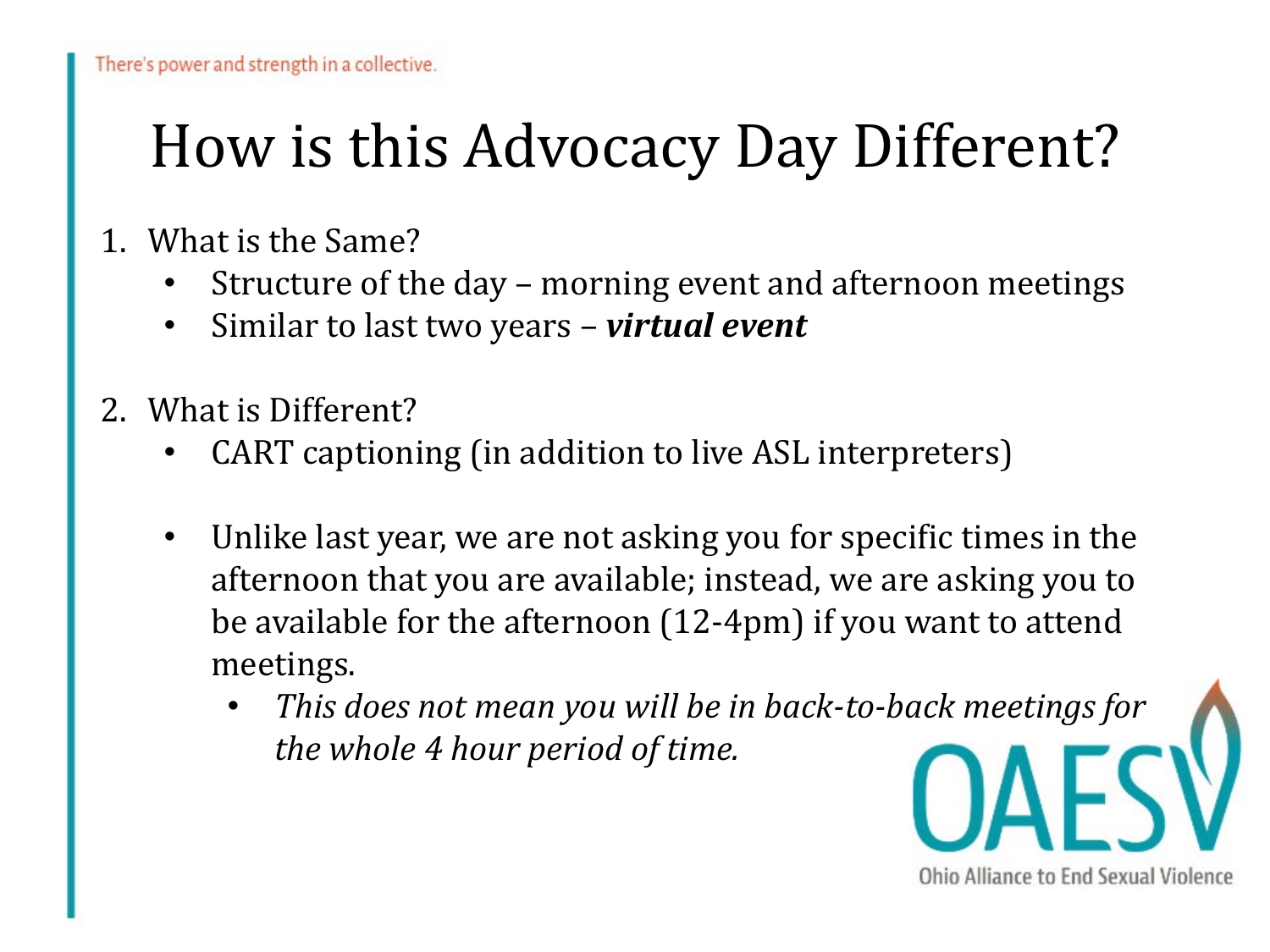There's power and strength in a collective.

# How is this Advocacy Day Different?

1. What is the Same?
   - Structure of the day – morning event and afternoon meetings
   - Similar to last two years – ***virtual event***

2. What is Different?
   - CART captioning (in addition to live ASL interpreters)

   - Unlike last year, we are not asking you for specific times in the afternoon that you are available; instead, we are asking you to be available for the afternoon (12-4pm) if you want to attend meetings.
     - *This does not mean you will be in back-to-back meetings for the whole 4 hour period of time.*

OAESV
Ohio Alliance to End Sexual Violence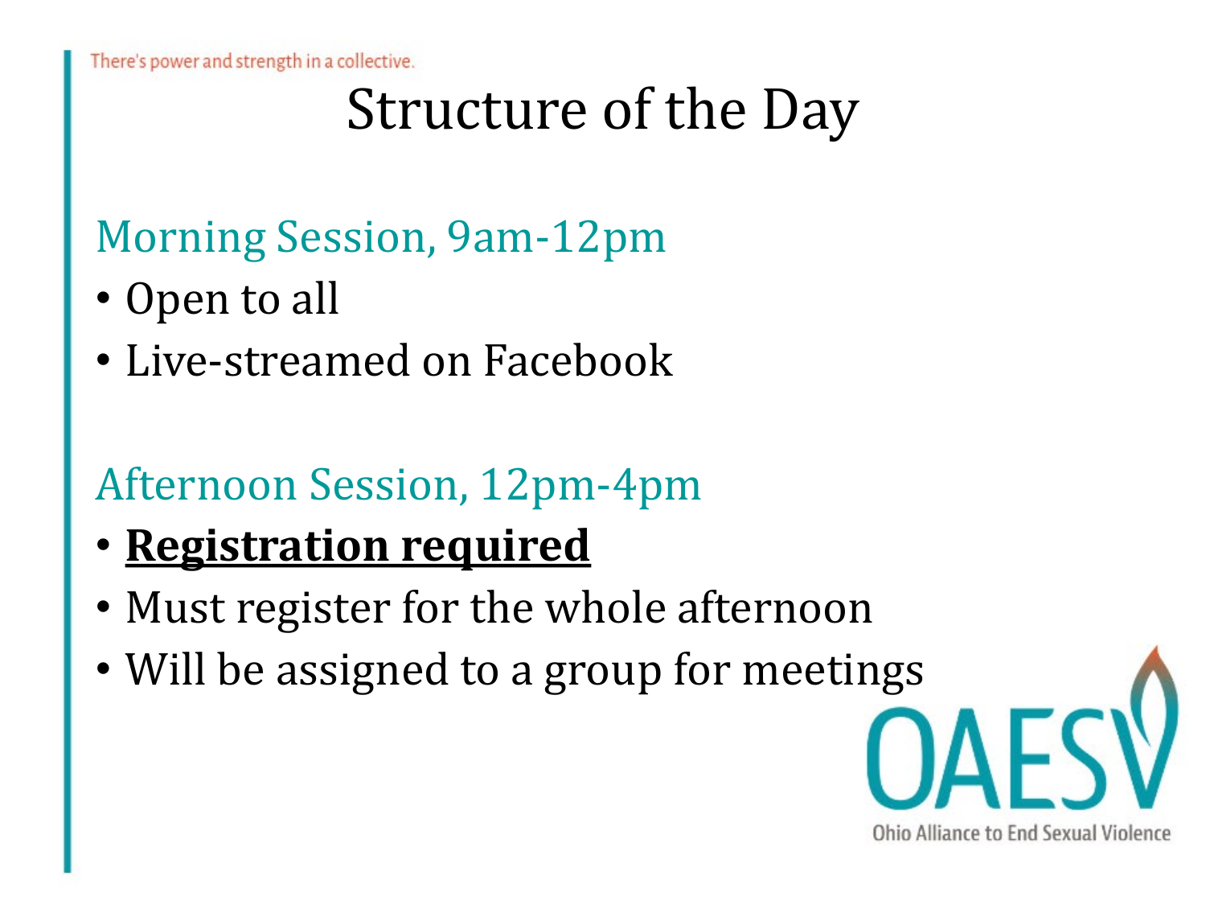# Structure of the Day

## Morning Session, 9am-12pm

- Open to all
- Live-streamed on Facebook

## Afternoon Session, 12pm-4pm

- **Registration required**
- Must register for the whole afternoon
- Will be assigned to a group for meetings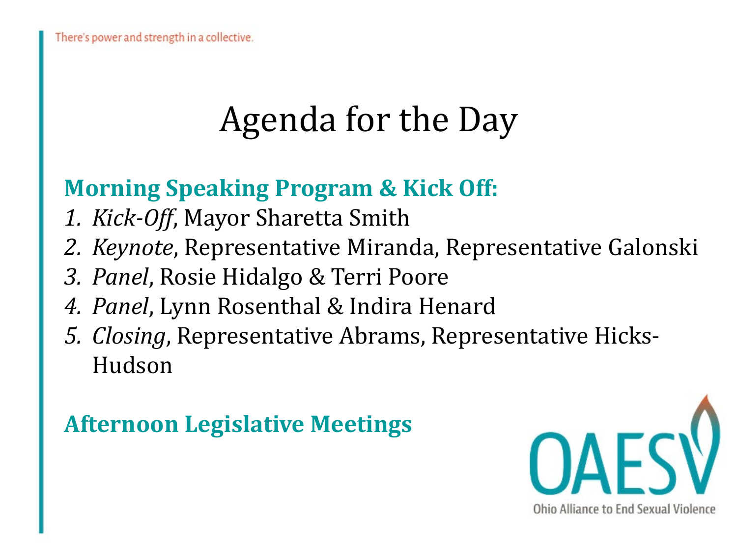There's power and strength in a collective.

# Agenda for the Day

**Morning Speaking Program & Kick Off:**

1. *Kick-Off*, Mayor Sharetta Smith
2. *Keynote*, Representative Miranda, Representative Galonski
3. *Panel*, Rosie Hidalgo & Terri Poore
4. *Panel*, Lynn Rosenthal & Indira Henard
5. *Closing*, Representative Abrams, Representative Hicks-Hudson

**Afternoon Legislative Meetings**

OAESV
Ohio Alliance to End Sexual Violence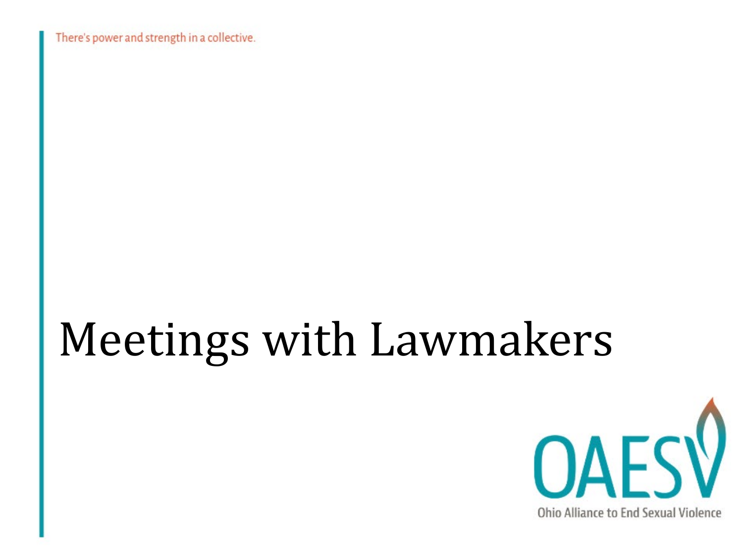# Meetings with Lawmakers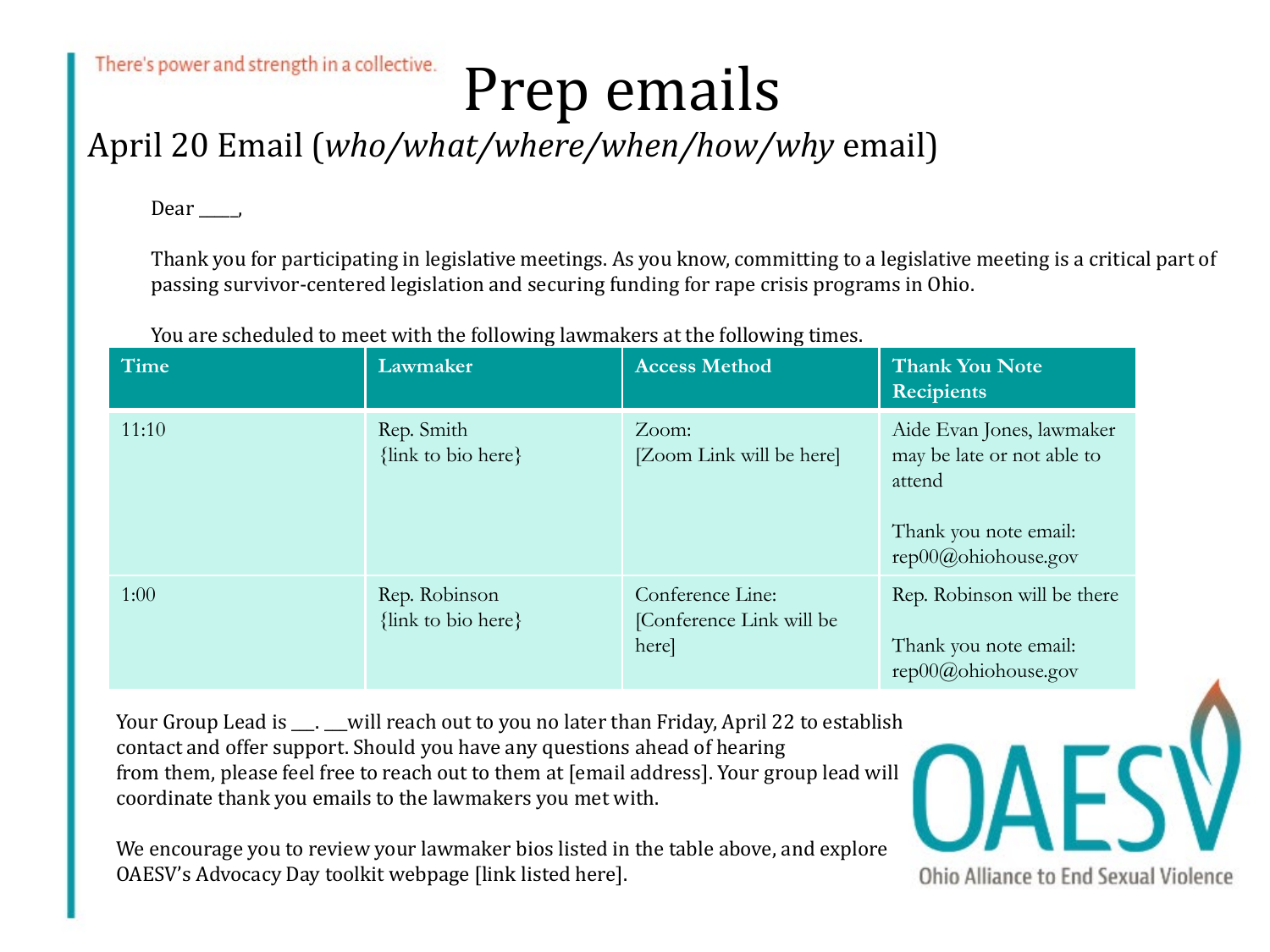There's power and strength in a collective.

# Prep emails

## April 20 Email (*who/what/where/when/how/why* email)

Dear ____,

Thank you for participating in legislative meetings. As you know, committing to a legislative meeting is a critical part of passing survivor-centered legislation and securing funding for rape crisis programs in Ohio.

You are scheduled to meet with the following lawmakers at the following times.

| Time | Lawmaker | Access Method | Thank You Note Recipients |
|---|---|---|---|
| 11:10 | Rep. Smith {link to bio here} | Zoom: [Zoom Link will be here] | Aide Evan Jones, lawmaker may be late or not able to attend<br><br>Thank you note email: rep00@ohiohouse.gov |
| 1:00 | Rep. Robinson {link to bio here} | Conference Line: [Conference Link will be here] | Rep. Robinson will be there<br><br>Thank you note email: rep00@ohiohouse.gov |

Your Group Lead is ___. ___will reach out to you no later than Friday, April 22 to establish contact and offer support. Should you have any questions ahead of hearing from them, please feel free to reach out to them at [email address]. Your group lead will coordinate thank you emails to the lawmakers you met with.

We encourage you to review your lawmaker bios listed in the table above, and explore OAESV's Advocacy Day toolkit webpage [link listed here].

OAESV
Ohio Alliance to End Sexual Violence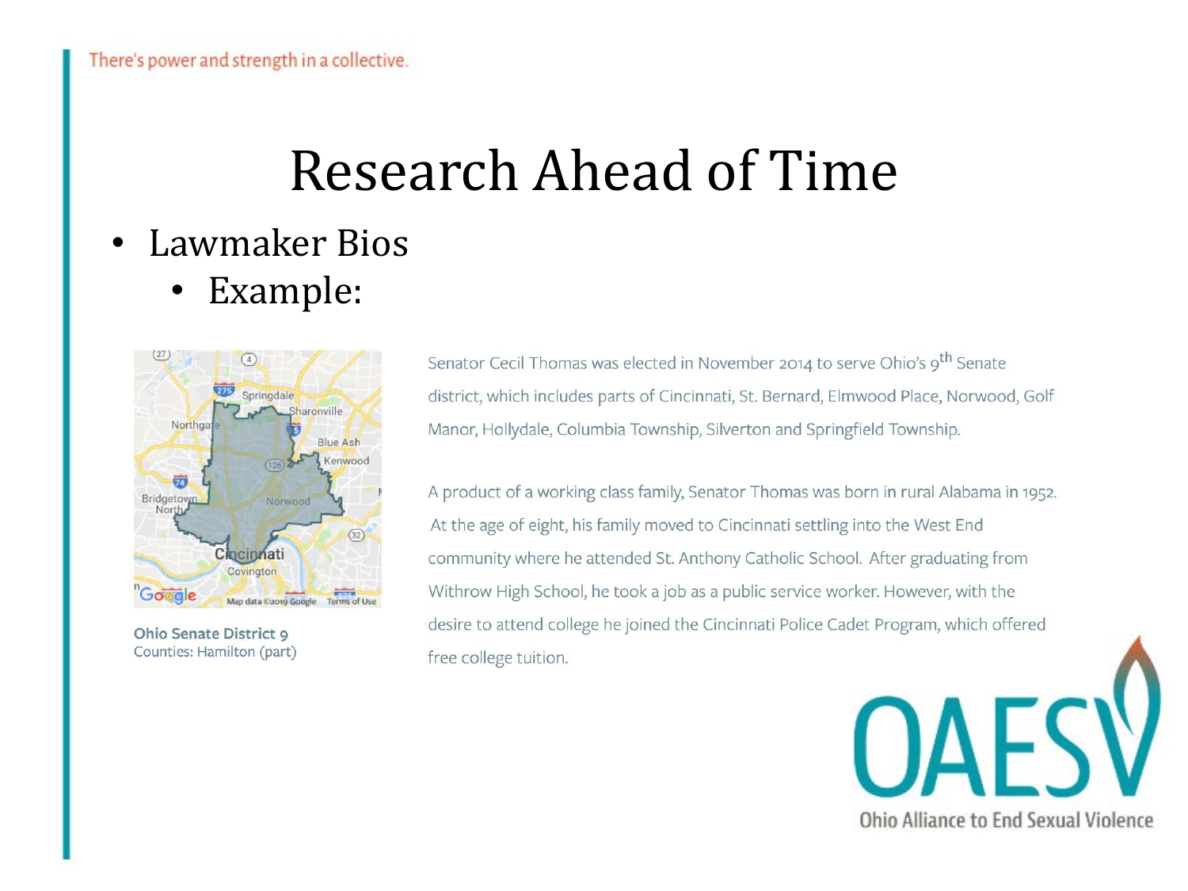There's power and strength in a collective.

# Research Ahead of Time

- Lawmaker Bios
  - Example:

**Ohio Senate District 9**
Counties: Hamilton (part)

Senator Cecil Thomas was elected in November 2014 to serve Ohio's 9th Senate district, which includes parts of Cincinnati, St. Bernard, Elmwood Place, Norwood, Golf Manor, Hollydale, Columbia Township, Silverton and Springfield Township.

A product of a working class family, Senator Thomas was born in rural Alabama in 1952. At the age of eight, his family moved to Cincinnati settling into the West End community where he attended St. Anthony Catholic School. After graduating from Withrow High School, he took a job as a public service worker. However, with the desire to attend college he joined the Cincinnati Police Cadet Program, which offered free college tuition.

OAESV
Ohio Alliance to End Sexual Violence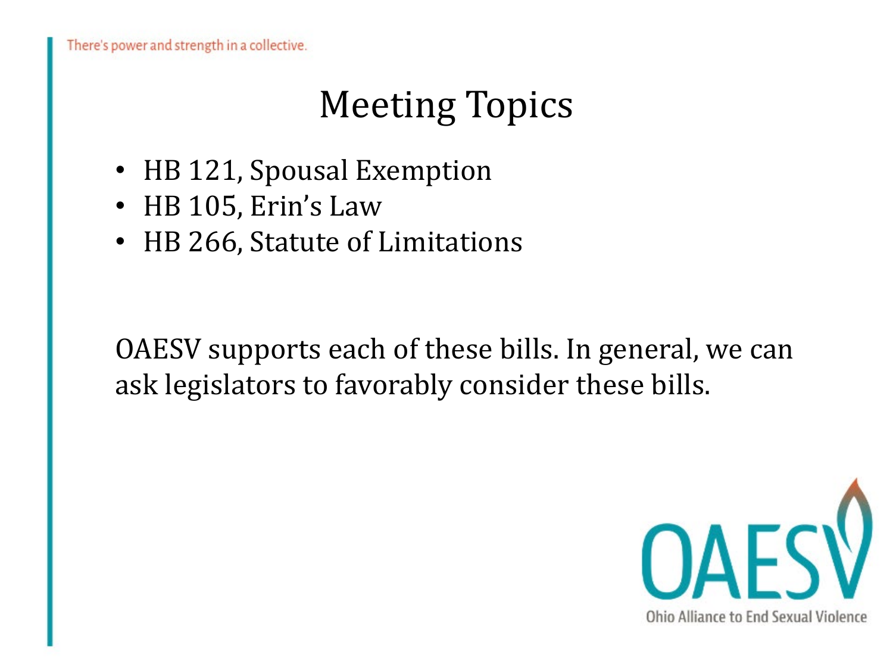There's power and strength in a collective.

# Meeting Topics

- HB 121, Spousal Exemption
- HB 105, Erin's Law
- HB 266, Statute of Limitations

OAESV supports each of these bills. In general, we can ask legislators to favorably consider these bills.

OAESV
Ohio Alliance to End Sexual Violence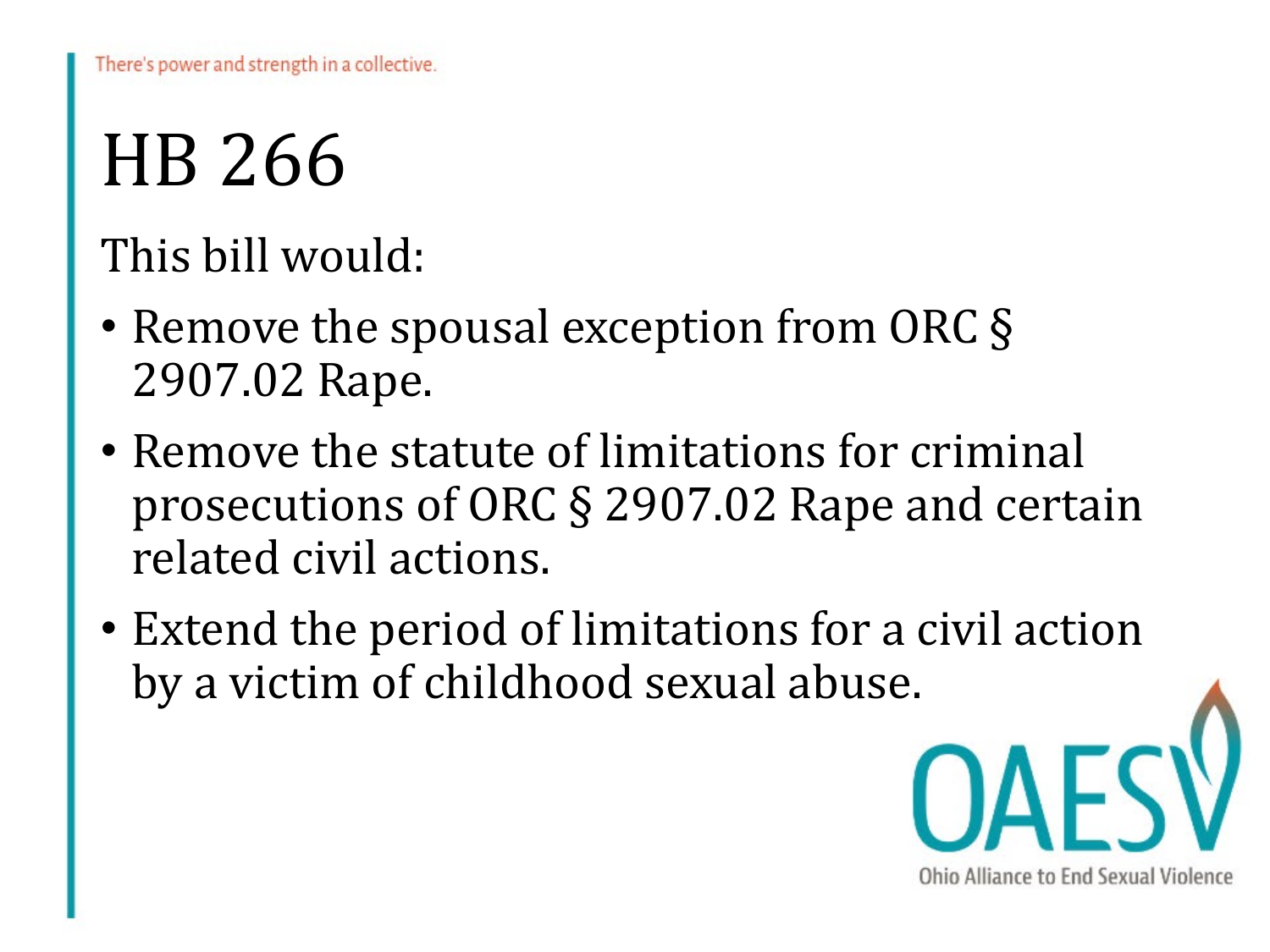# HB 266

This bill would:

- Remove the spousal exception from ORC § 2907.02 Rape.
- Remove the statute of limitations for criminal prosecutions of ORC § 2907.02 Rape and certain related civil actions.
- Extend the period of limitations for a civil action by a victim of childhood sexual abuse.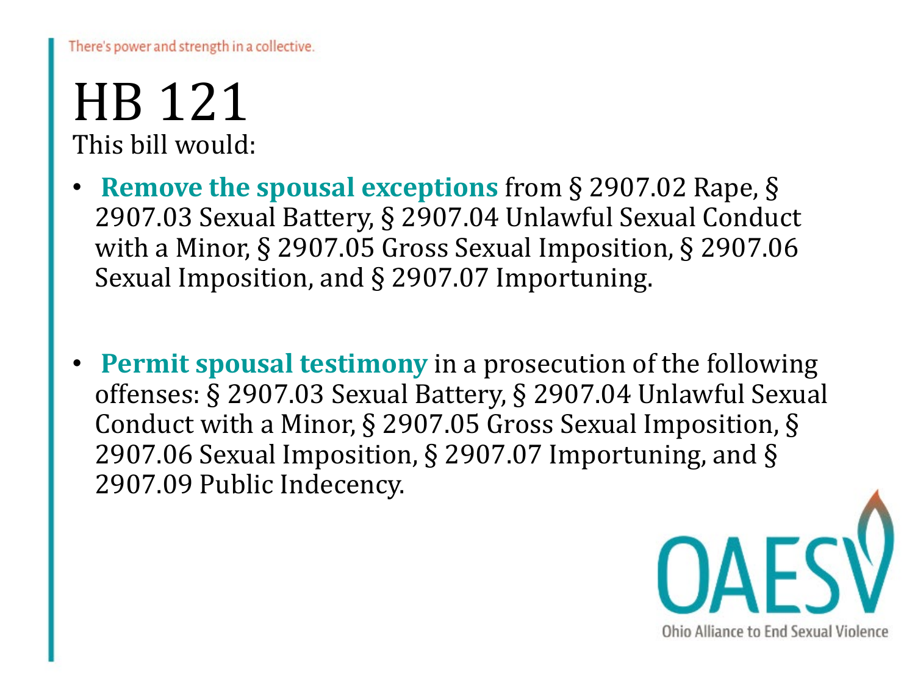There's power and strength in a collective.

# HB 121

This bill would:

- **Remove the spousal exceptions** from § 2907.02 Rape, § 2907.03 Sexual Battery, § 2907.04 Unlawful Sexual Conduct with a Minor, § 2907.05 Gross Sexual Imposition, § 2907.06 Sexual Imposition, and § 2907.07 Importuning.

- **Permit spousal testimony** in a prosecution of the following offenses: § 2907.03 Sexual Battery, § 2907.04 Unlawful Sexual Conduct with a Minor, § 2907.05 Gross Sexual Imposition, § 2907.06 Sexual Imposition, § 2907.07 Importuning, and § 2907.09 Public Indecency.

OAESV

Ohio Alliance to End Sexual Violence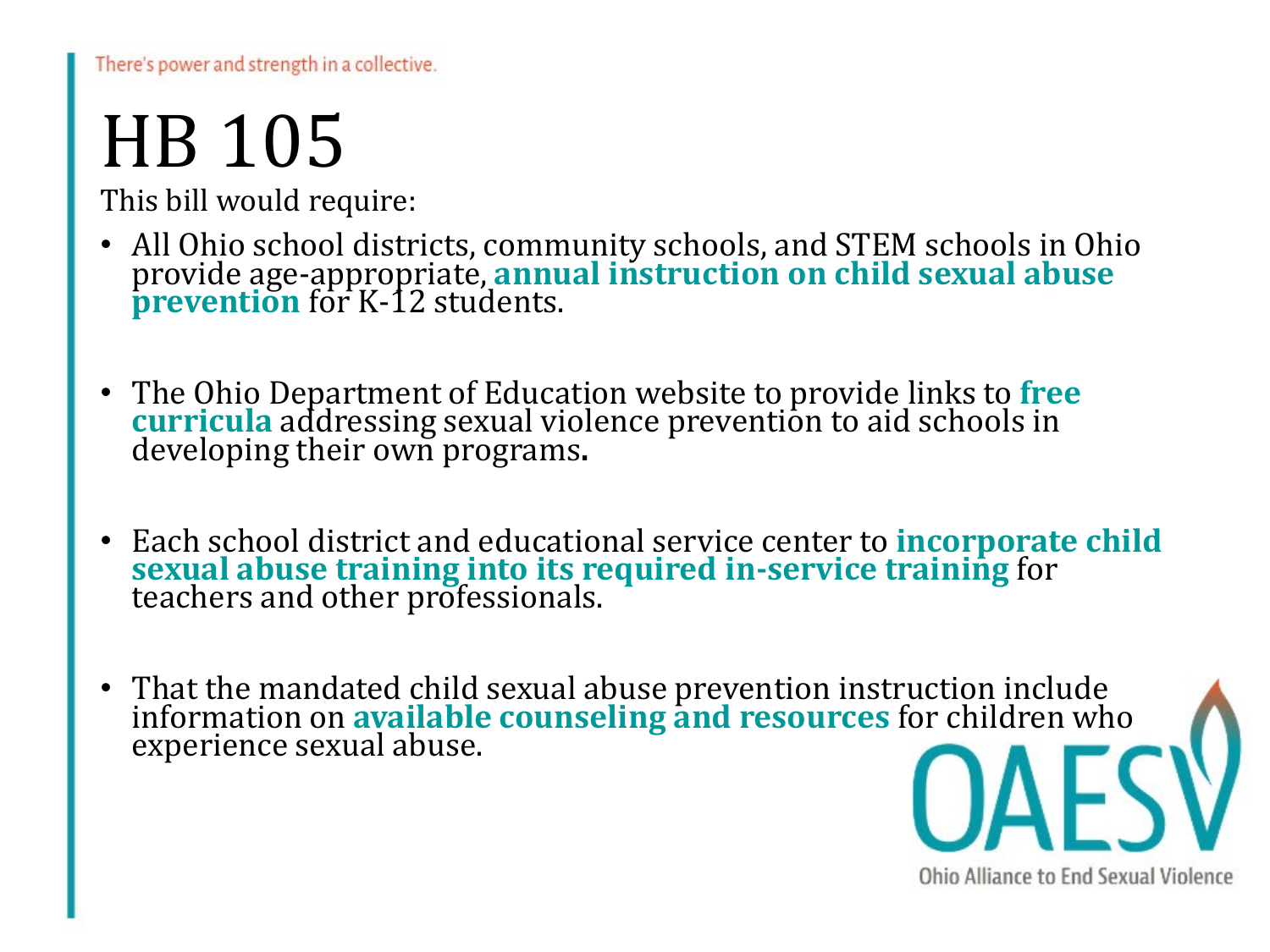There's power and strength in a collective.

# HB 105

This bill would require:

- All Ohio school districts, community schools, and STEM schools in Ohio provide age-appropriate, **annual instruction on child sexual abuse prevention** for K-12 students.

- The Ohio Department of Education website to provide links to **free curricula** addressing sexual violence prevention to aid schools in developing their own programs.

- Each school district and educational service center to **incorporate child sexual abuse training into its required in-service training** for teachers and other professionals.

- That the mandated child sexual abuse prevention instruction include information on **available counseling and resources** for children who experience sexual abuse.

OAESV

Ohio Alliance to End Sexual Violence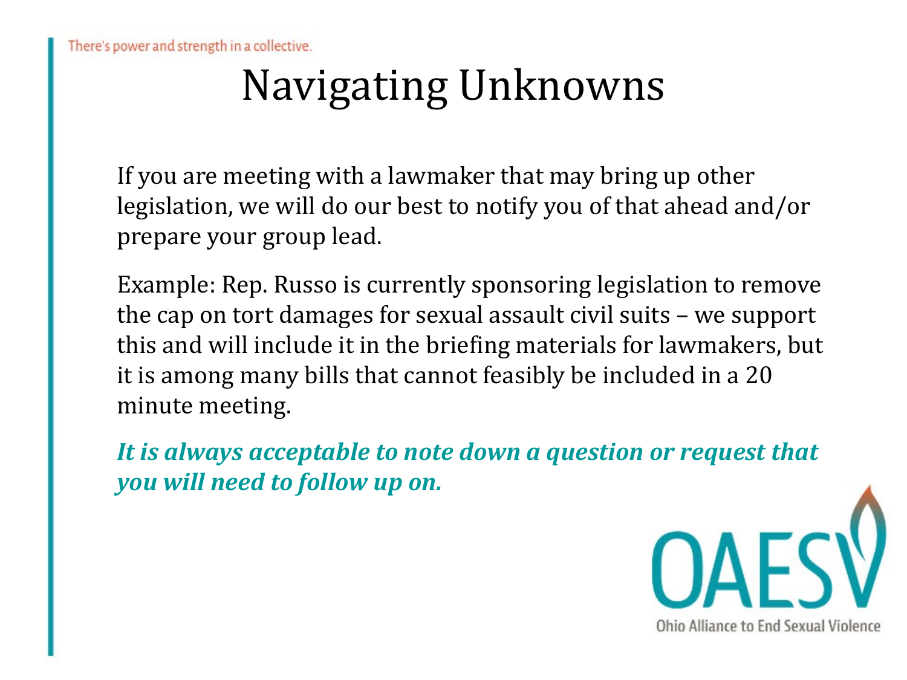# Navigating Unknowns

If you are meeting with a lawmaker that may bring up other legislation, we will do our best to notify you of that ahead and/or prepare your group lead.

Example: Rep. Russo is currently sponsoring legislation to remove the cap on tort damages for sexual assault civil suits – we support this and will include it in the briefing materials for lawmakers, but it is among many bills that cannot feasibly be included in a 20 minute meeting.

***It is always acceptable to note down a question or request that you will need to follow up on.***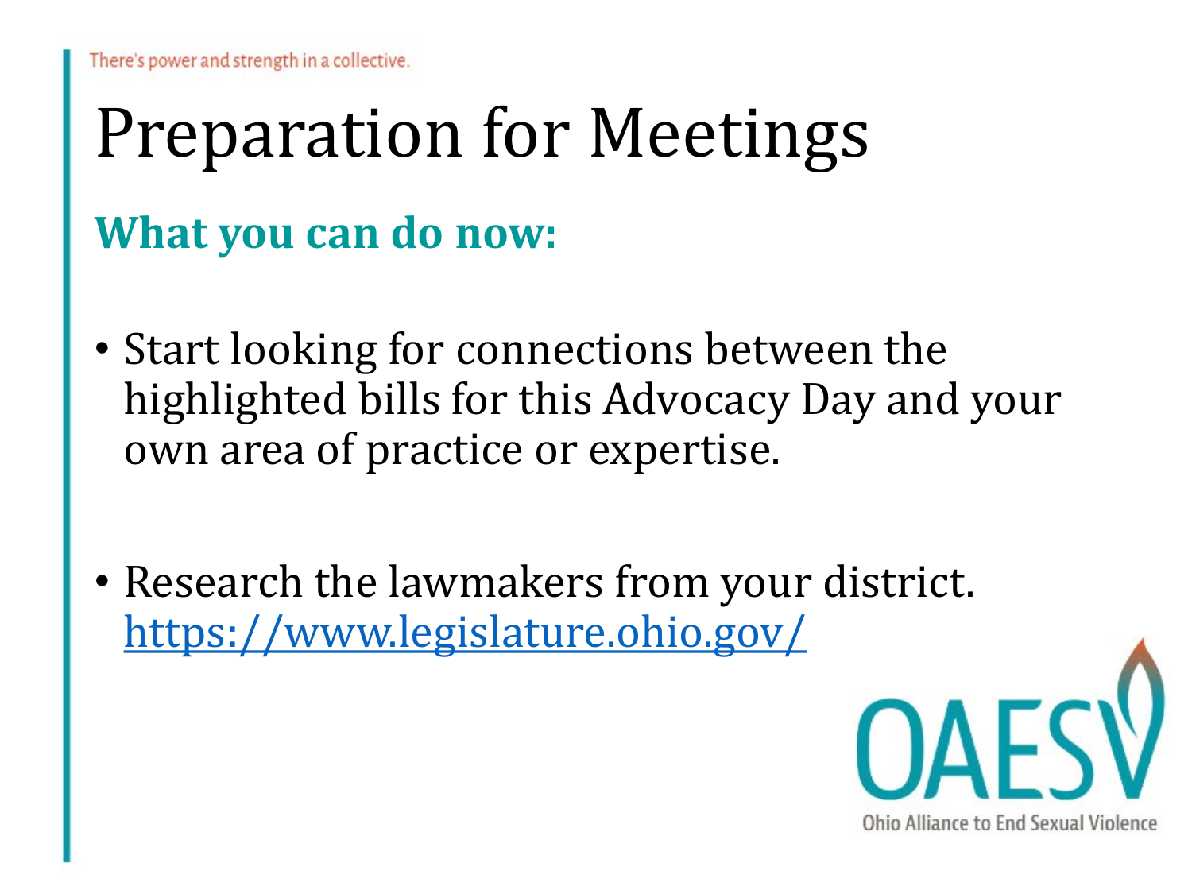There's power and strength in a collective.

# Preparation for Meetings

## What you can do now:

- Start looking for connections between the highlighted bills for this Advocacy Day and your own area of practice or expertise.
- Research the lawmakers from your district. https://www.legislature.ohio.gov/

OAESV

Ohio Alliance to End Sexual Violence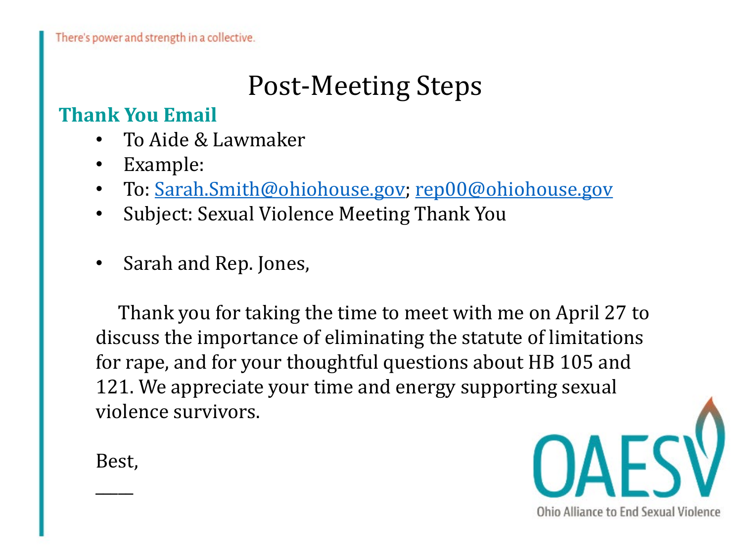There's power and strength in a collective.

# Post-Meeting Steps

## Thank You Email

- To Aide & Lawmaker
- Example:
- To: Sarah.Smith@ohiohouse.gov; rep00@ohiohouse.gov
- Subject: Sexual Violence Meeting Thank You

- Sarah and Rep. Jones,

Thank you for taking the time to meet with me on April 27 to discuss the importance of eliminating the statute of limitations for rape, and for your thoughtful questions about HB 105 and 121. We appreciate your time and energy supporting sexual violence survivors.

Best,

____

OAESV

Ohio Alliance to End Sexual Violence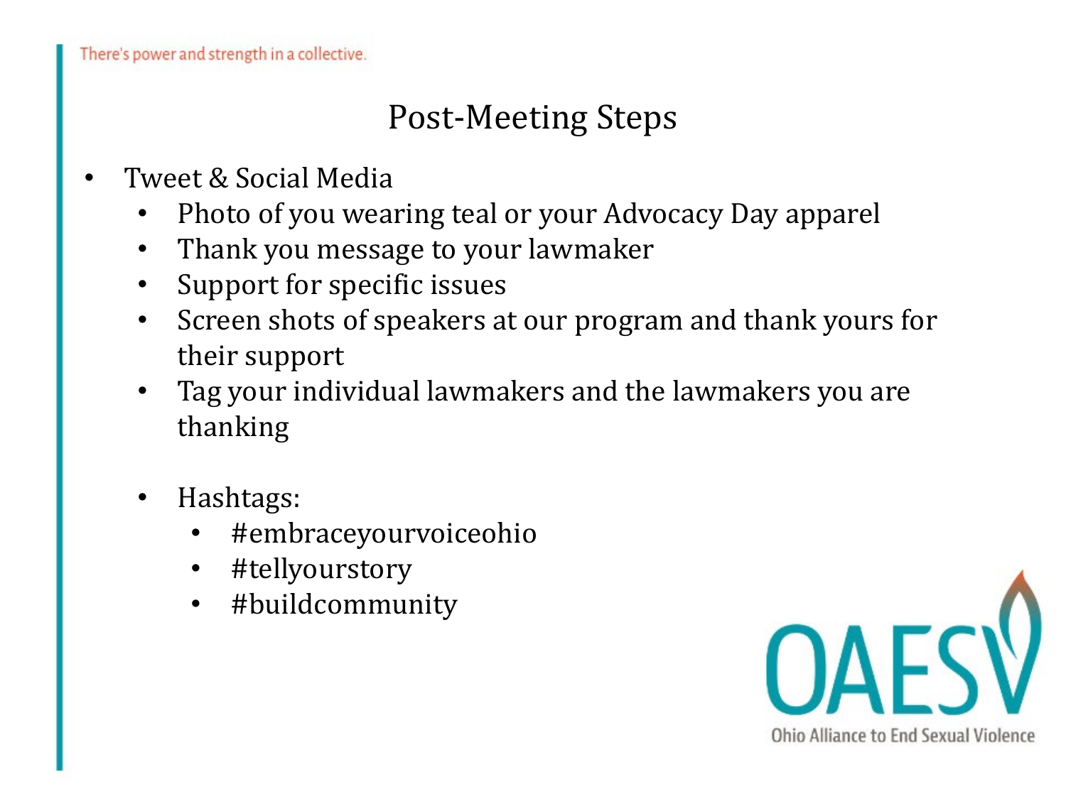There's power and strength in a collective.

# Post-Meeting Steps

- Tweet & Social Media
  - Photo of you wearing teal or your Advocacy Day apparel
  - Thank you message to your lawmaker
  - Support for specific issues
  - Screen shots of speakers at our program and thank yours for their support
  - Tag your individual lawmakers and the lawmakers you are thanking
  - Hashtags:
    - #embraceyourvoiceohio
    - #tellyourstory
    - #buildcommunity

OAESV
Ohio Alliance to End Sexual Violence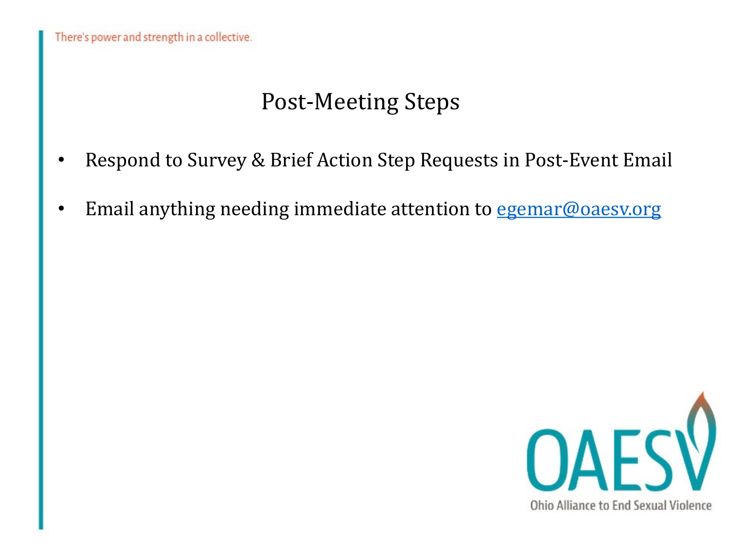There's power and strength in a collective.

# Post-Meeting Steps

- Respond to Survey & Brief Action Step Requests in Post-Event Email
- Email anything needing immediate attention to egemar@oaesv.org

OAESV

Ohio Alliance to End Sexual Violence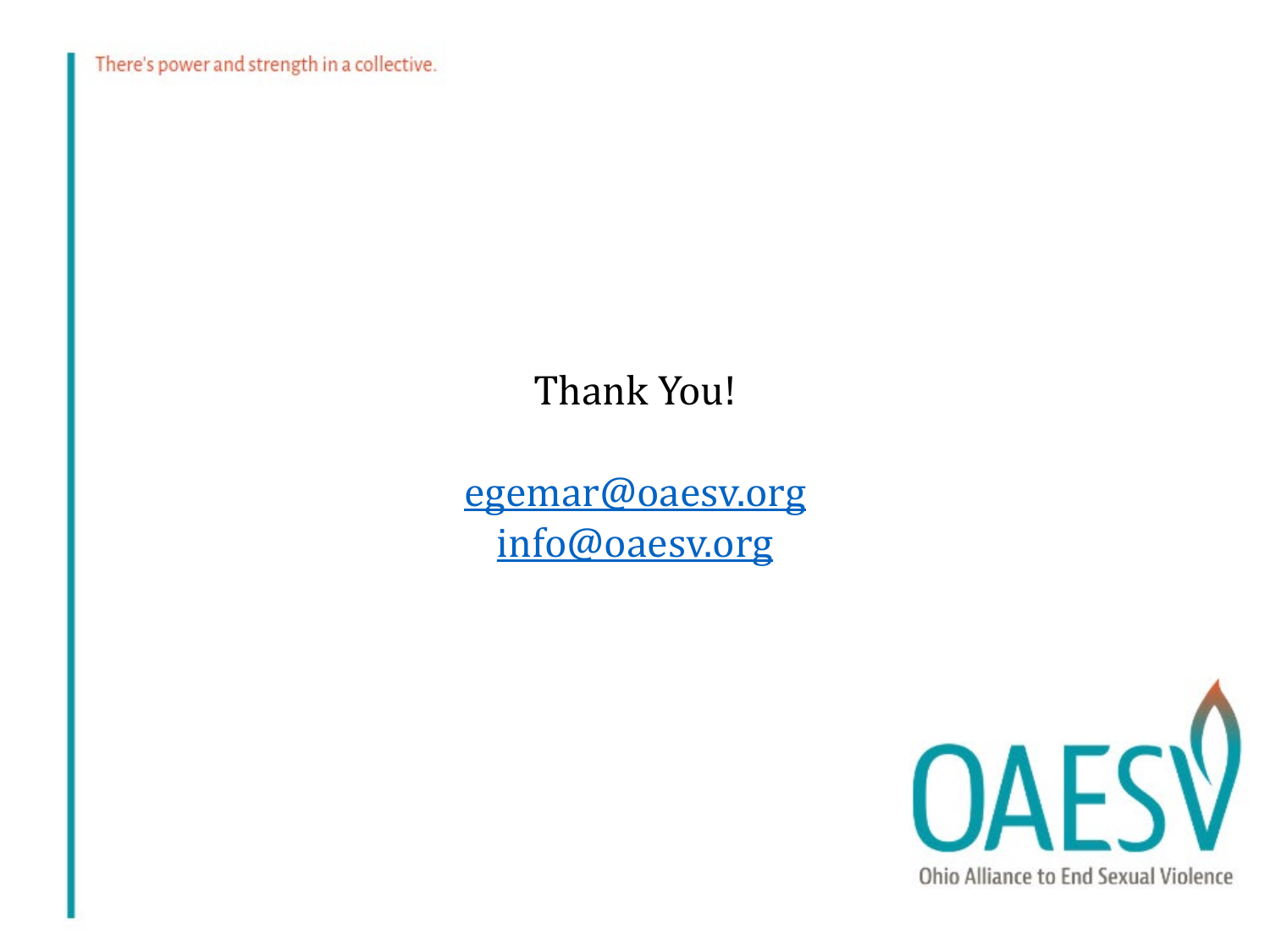There's power and strength in a collective.

Thank You!

egemar@oaesv.org
info@oaesv.org

OAESV

Ohio Alliance to End Sexual Violence